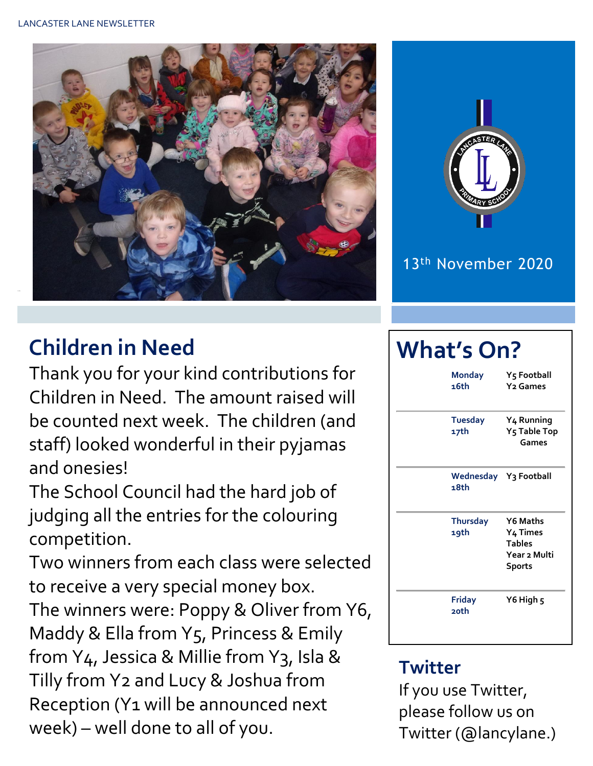13th November 2020

## Children in Need

Thank you for your kind contributions for Children in Need. The amount raised will be counted next week. The children (and staff) looked wonderful in their pyjamas and onesies!

The School Council had the hard job of judging all the entries for the colouring competition.

Two winners from each class were selected to receive a very special money box.

The winners were: Poppy & Oliver from Y6, Maddy & Ella from Y5, Princess & Emily from Y4, Jessica & Millie from Y3, Isla & Tilly from Y2 and Lucy & Joshua from Reception (Y1 will be announced next week) – well done to all of you.

## What's On?

| Day | Activities |
|---|---|
| Monday 16th | Y5 Football<br>Y2 Games |
| Tuesday 17th | Y4 Running<br>Y5 Table Top Games |
| Wednesday 18th | Y3 Football |
| Thursday 19th | Y6 Maths<br>Y4 Times Tables<br>Year 2 Multi Sports |
| Friday 20th | Y6 High 5 |

## Twitter

If you use Twitter, please follow us on Twitter (@lancylane.)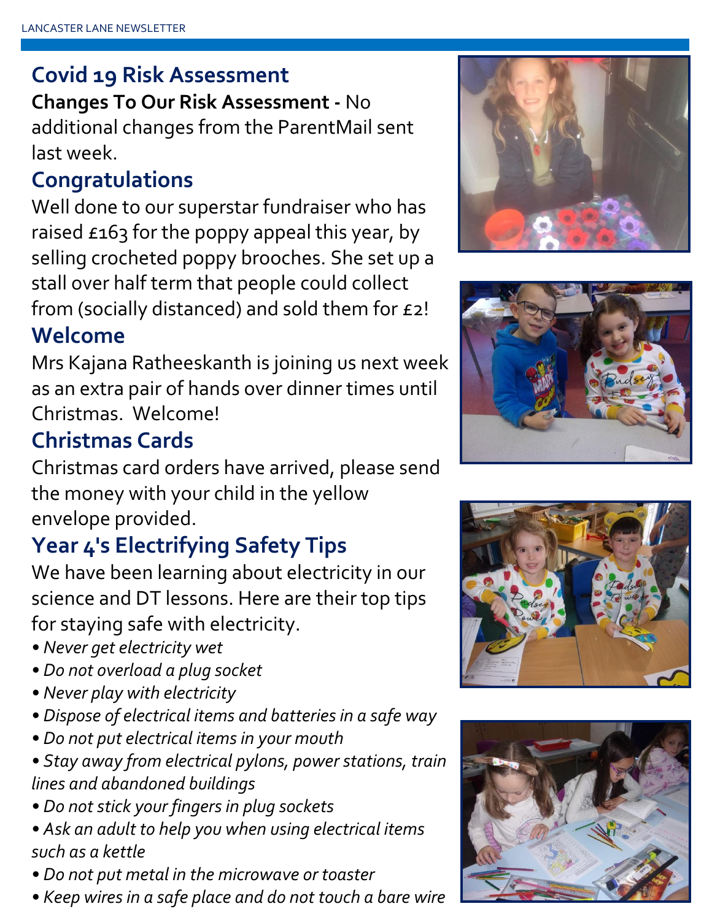## Covid 19 Risk Assessment

**Changes To Our Risk Assessment -** No additional changes from the ParentMail sent last week.

## Congratulations

Well done to our superstar fundraiser who has raised £163 for the poppy appeal this year, by selling crocheted poppy brooches. She set up a stall over half term that people could collect from (socially distanced) and sold them for £2!

## Welcome

Mrs Kajana Ratheeskanth is joining us next week as an extra pair of hands over dinner times until Christmas. Welcome!

## Christmas Cards

Christmas card orders have arrived, please send the money with your child in the yellow envelope provided.

## Year 4's Electrifying Safety Tips

We have been learning about electricity in our science and DT lessons. Here are their top tips for staying safe with electricity.

- *Never get electricity wet*
- *Do not overload a plug socket*
- *Never play with electricity*
- *Dispose of electrical items and batteries in a safe way*
- *Do not put electrical items in your mouth*
- *Stay away from electrical pylons, power stations, train lines and abandoned buildings*
- *Do not stick your fingers in plug sockets*
- *Ask an adult to help you when using electrical items such as a kettle*
- *Do not put metal in the microwave or toaster*
- *Keep wires in a safe place and do not touch a bare wire*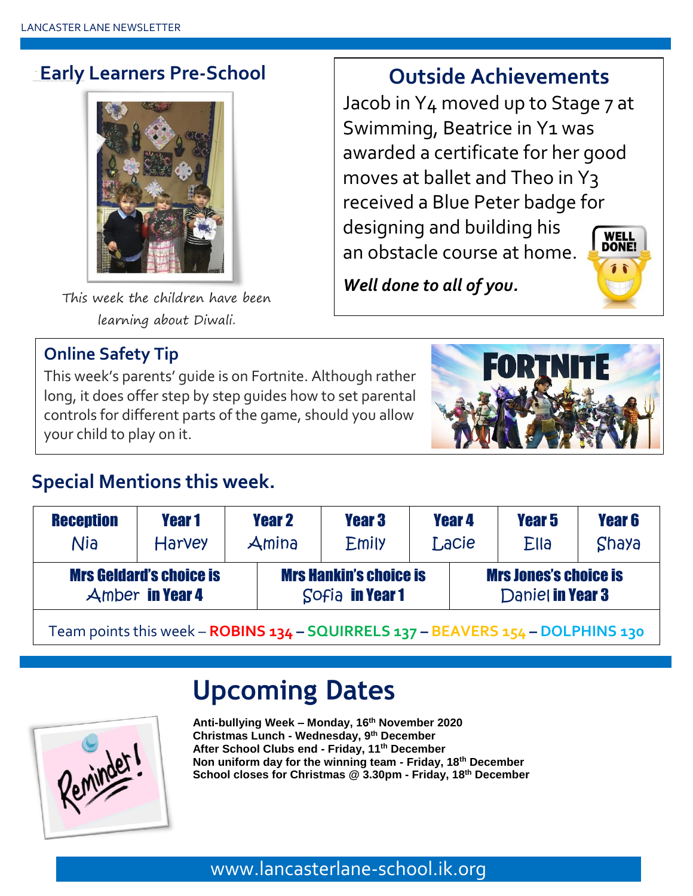## Early Learners Pre-School

This week the children have been learning about Diwali.

## Outside Achievements

Jacob in Y4 moved up to Stage 7 at Swimming, Beatrice in Y1 was awarded a certificate for her good moves at ballet and Theo in Y3 received a Blue Peter badge for designing and building his an obstacle course at home.

***Well done to all of you.***

### Online Safety Tip

This week's parents' guide is on Fortnite. Although rather long, it does offer step by step guides how to set parental controls for different parts of the game, should you allow your child to play on it.

## Special Mentions this week.

| Reception | Year 1 | Year 2 | Year 3 | Year 4 | Year 5 | Year 6 |
|---|---|---|---|---|---|---|
| Nia | Harvey | Amina | Emily | Lacie | Ella | Shaya |

| | | |
|---|---|---|
| **Mrs Geldard's choice is** Amber **in Year 4** | **Mrs Hankin's choice is** Sofia **in Year 1** | **Mrs Jones's choice is** Daniel **in Year 3** |

Team points this week – **ROBINS 134** – **SQUIRRELS 137** – **BEAVERS 154** – **DOLPHINS 130**

# Upcoming Dates

**Anti-bullying Week – Monday, 16th November 2020**
**Christmas Lunch - Wednesday, 9th December**
**After School Clubs end - Friday, 11th December**
**Non uniform day for the winning team - Friday, 18th December**
**School closes for Christmas @ 3.30pm - Friday, 18th December**

www.lancasterlane-school.ik.org